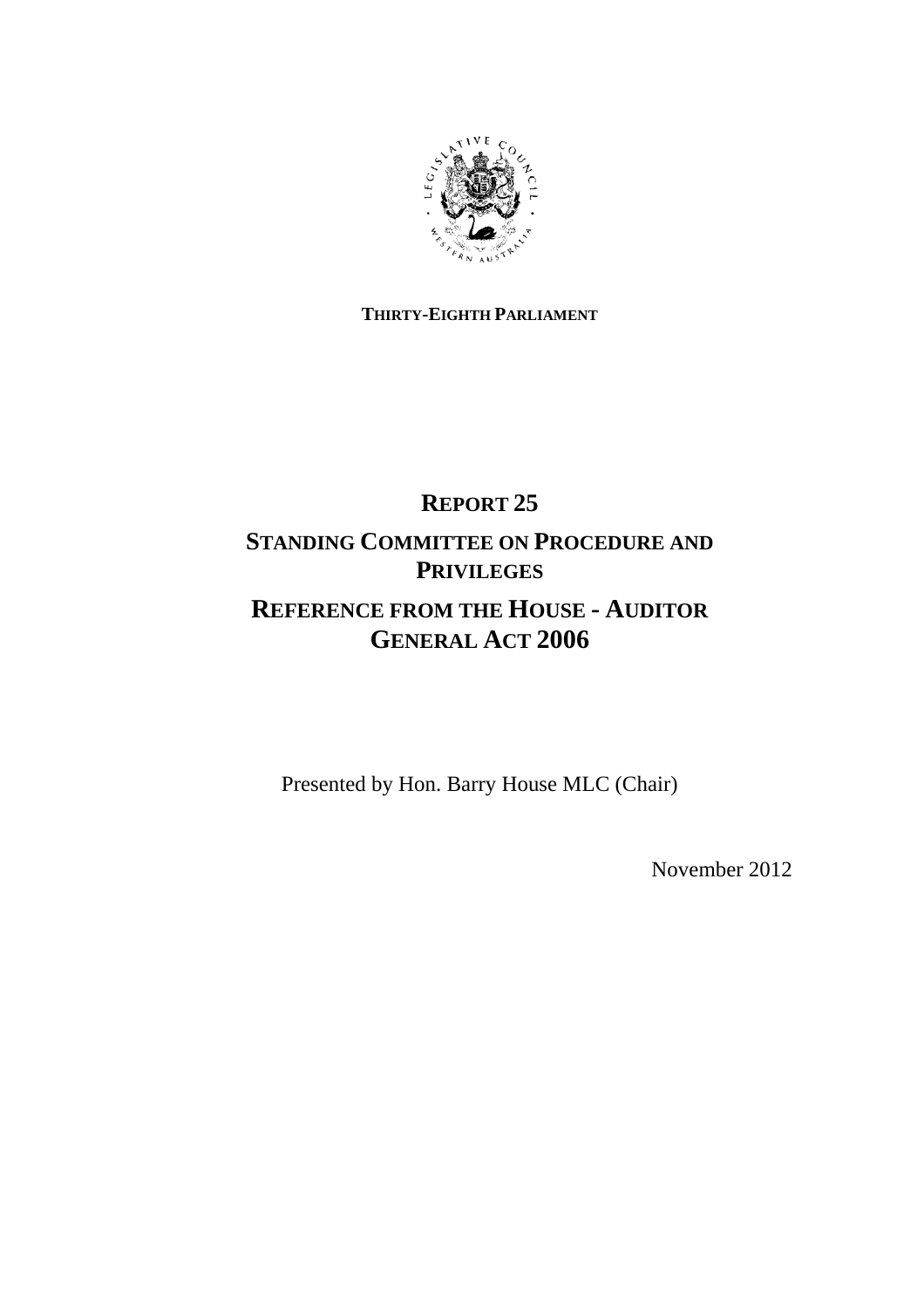**THIRTY-EIGHTH PARLIAMENT**

# REPORT 25

# STANDING COMMITTEE ON PROCEDURE AND PRIVILEGES

# REFERENCE FROM THE HOUSE - AUDITOR GENERAL ACT 2006

Presented by Hon. Barry House MLC (Chair)

November 2012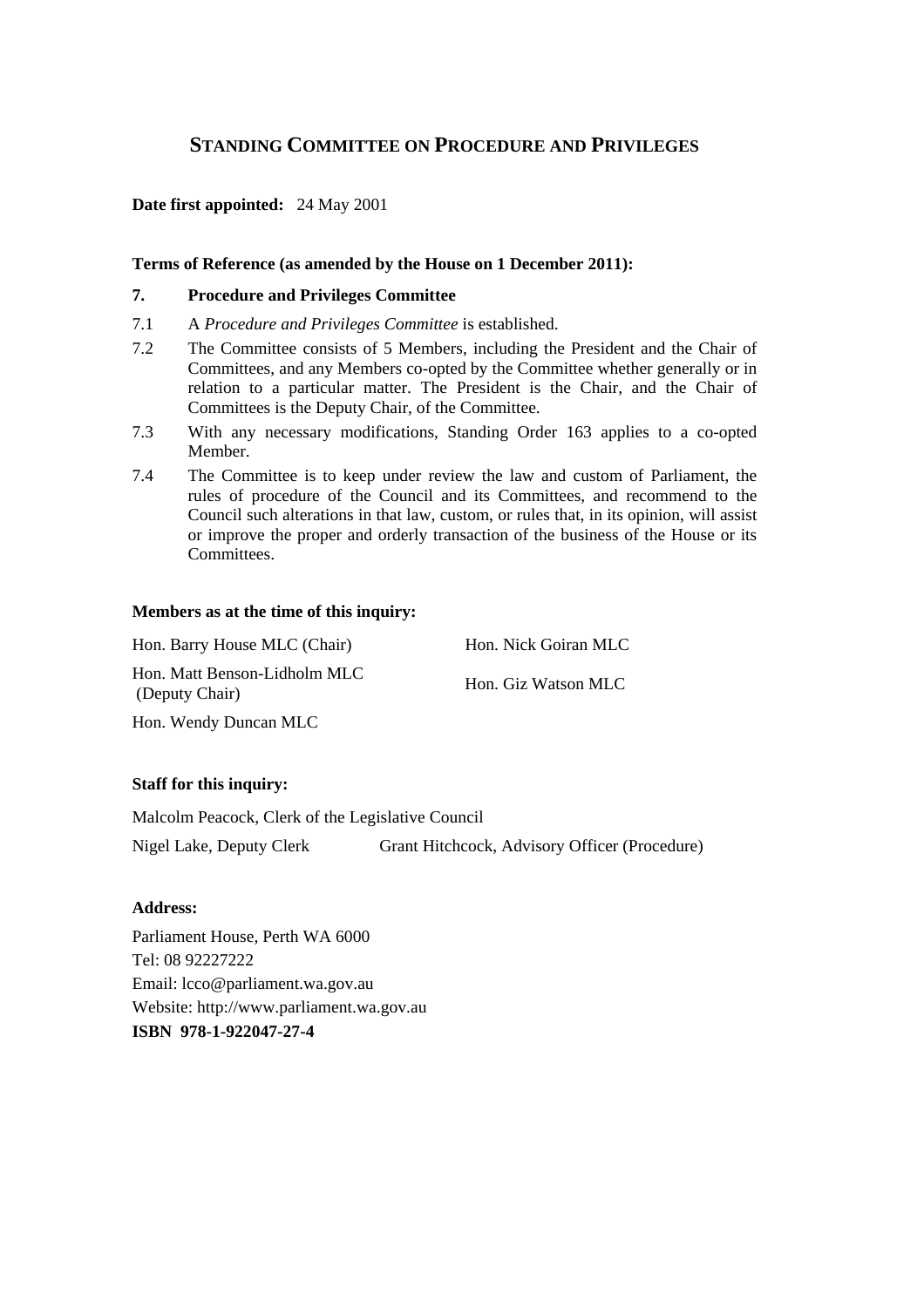## STANDING COMMITTEE ON PROCEDURE AND PRIVILEGES

**Date first appointed:** 24 May 2001

**Terms of Reference (as amended by the House on 1 December 2011):**

**7. Procedure and Privileges Committee**

7.1 A *Procedure and Privileges Committee* is established.

7.2 The Committee consists of 5 Members, including the President and the Chair of Committees, and any Members co-opted by the Committee whether generally or in relation to a particular matter. The President is the Chair, and the Chair of Committees is the Deputy Chair, of the Committee.

7.3 With any necessary modifications, Standing Order 163 applies to a co-opted Member.

7.4 The Committee is to keep under review the law and custom of Parliament, the rules of procedure of the Council and its Committees, and recommend to the Council such alterations in that law, custom, or rules that, in its opinion, will assist or improve the proper and orderly transaction of the business of the House or its Committees.

**Members as at the time of this inquiry:**

Hon. Barry House MLC (Chair)

Hon. Matt Benson-Lidholm MLC (Deputy Chair)

Hon. Wendy Duncan MLC

Hon. Nick Goiran MLC

Hon. Giz Watson MLC

**Staff for this inquiry:**

Malcolm Peacock, Clerk of the Legislative Council

Nigel Lake, Deputy Clerk

Grant Hitchcock, Advisory Officer (Procedure)

**Address:**

Parliament House, Perth WA 6000
Tel: 08 92227222
Email: lcco@parliament.wa.gov.au
Website: http://www.parliament.wa.gov.au
**ISBN 978-1-922047-27-4**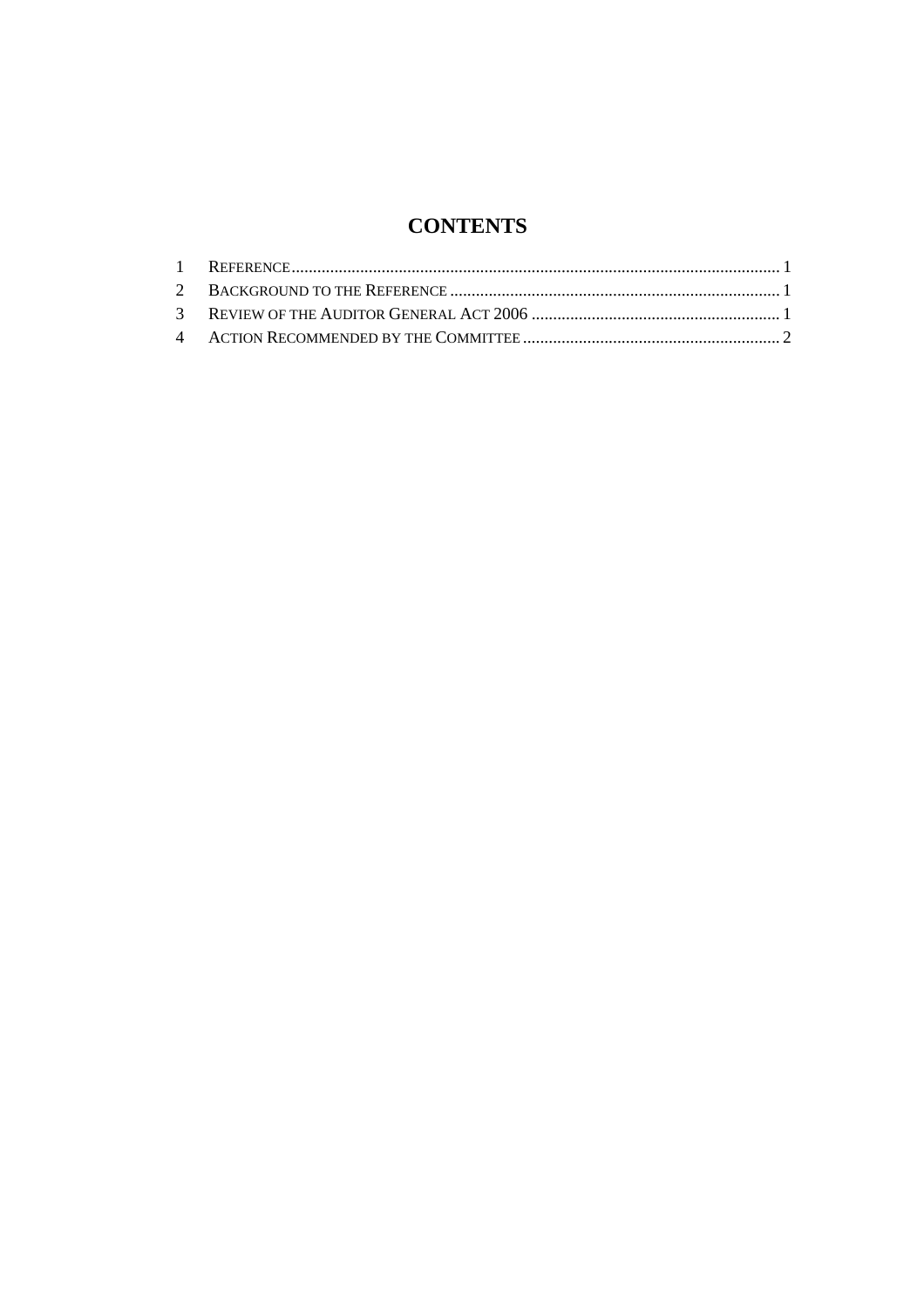# CONTENTS

1 REFERENCE ........................................................................................................ 1
2 BACKGROUND TO THE REFERENCE ............................................................................ 1
3 REVIEW OF THE AUDITOR GENERAL ACT 2006 ............................................................ 1
4 ACTION RECOMMENDED BY THE COMMITTEE ............................................................ 2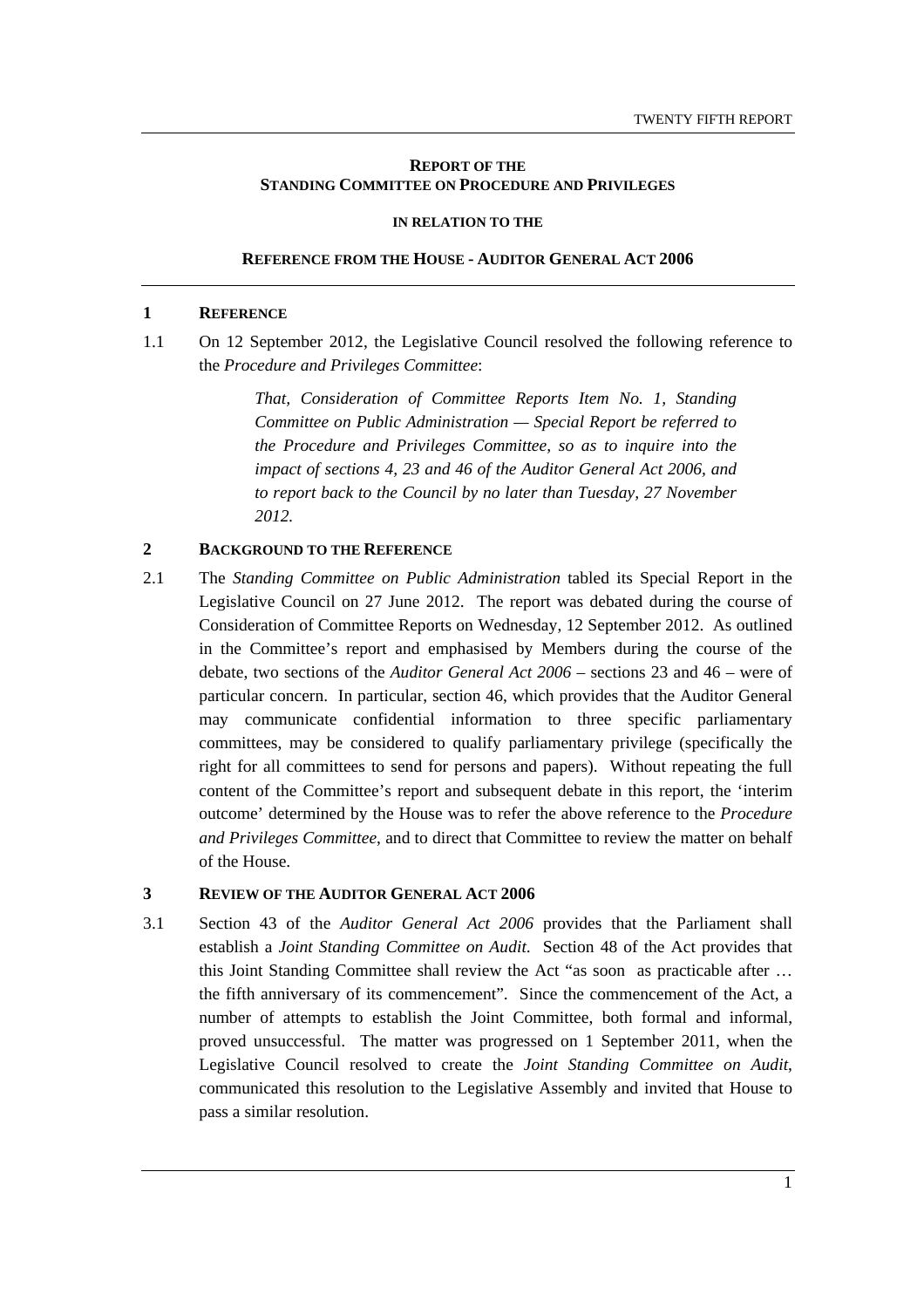# REPORT OF THE STANDING COMMITTEE ON PROCEDURE AND PRIVILEGES

## IN RELATION TO THE

## REFERENCE FROM THE HOUSE - AUDITOR GENERAL ACT 2006

## 1 REFERENCE

1.1 On 12 September 2012, the Legislative Council resolved the following reference to the *Procedure and Privileges Committee*:

> *That, Consideration of Committee Reports Item No. 1, Standing Committee on Public Administration — Special Report be referred to the Procedure and Privileges Committee, so as to inquire into the impact of sections 4, 23 and 46 of the Auditor General Act 2006, and to report back to the Council by no later than Tuesday, 27 November 2012.*

## 2 BACKGROUND TO THE REFERENCE

2.1 The *Standing Committee on Public Administration* tabled its Special Report in the Legislative Council on 27 June 2012. The report was debated during the course of Consideration of Committee Reports on Wednesday, 12 September 2012. As outlined in the Committee's report and emphasised by Members during the course of the debate, two sections of the *Auditor General Act 2006* – sections 23 and 46 – were of particular concern. In particular, section 46, which provides that the Auditor General may communicate confidential information to three specific parliamentary committees, may be considered to qualify parliamentary privilege (specifically the right for all committees to send for persons and papers). Without repeating the full content of the Committee's report and subsequent debate in this report, the 'interim outcome' determined by the House was to refer the above reference to the *Procedure and Privileges Committee*, and to direct that Committee to review the matter on behalf of the House.

## 3 REVIEW OF THE AUDITOR GENERAL ACT 2006

3.1 Section 43 of the *Auditor General Act 2006* provides that the Parliament shall establish a *Joint Standing Committee on Audit.* Section 48 of the Act provides that this Joint Standing Committee shall review the Act "as soon as practicable after … the fifth anniversary of its commencement". Since the commencement of the Act, a number of attempts to establish the Joint Committee, both formal and informal, proved unsuccessful. The matter was progressed on 1 September 2011, when the Legislative Council resolved to create the *Joint Standing Committee on Audit*, communicated this resolution to the Legislative Assembly and invited that House to pass a similar resolution.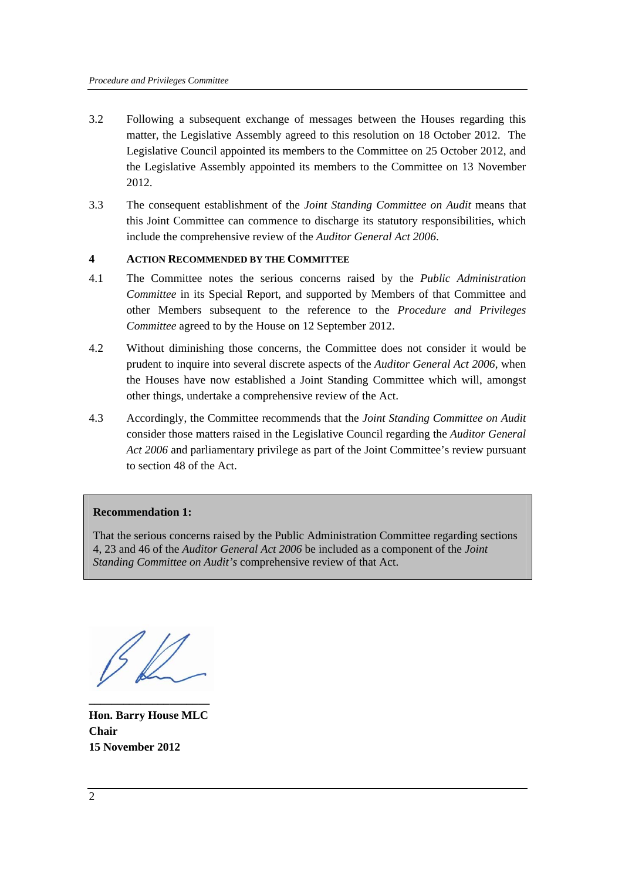3.2 Following a subsequent exchange of messages between the Houses regarding this matter, the Legislative Assembly agreed to this resolution on 18 October 2012. The Legislative Council appointed its members to the Committee on 25 October 2012, and the Legislative Assembly appointed its members to the Committee on 13 November 2012.

3.3 The consequent establishment of the *Joint Standing Committee on Audit* means that this Joint Committee can commence to discharge its statutory responsibilities, which include the comprehensive review of the *Auditor General Act 2006*.

## 4 ACTION RECOMMENDED BY THE COMMITTEE

4.1 The Committee notes the serious concerns raised by the *Public Administration Committee* in its Special Report, and supported by Members of that Committee and other Members subsequent to the reference to the *Procedure and Privileges Committee* agreed to by the House on 12 September 2012.

4.2 Without diminishing those concerns, the Committee does not consider it would be prudent to inquire into several discrete aspects of the *Auditor General Act 2006*, when the Houses have now established a Joint Standing Committee which will, amongst other things, undertake a comprehensive review of the Act.

4.3 Accordingly, the Committee recommends that the *Joint Standing Committee on Audit* consider those matters raised in the Legislative Council regarding the *Auditor General Act 2006* and parliamentary privilege as part of the Joint Committee's review pursuant to section 48 of the Act.

**Recommendation 1:**

That the serious concerns raised by the Public Administration Committee regarding sections 4, 23 and 46 of the *Auditor General Act 2006* be included as a component of the *Joint Standing Committee on Audit's* comprehensive review of that Act.

**Hon. Barry House MLC**
**Chair**
**15 November 2012**